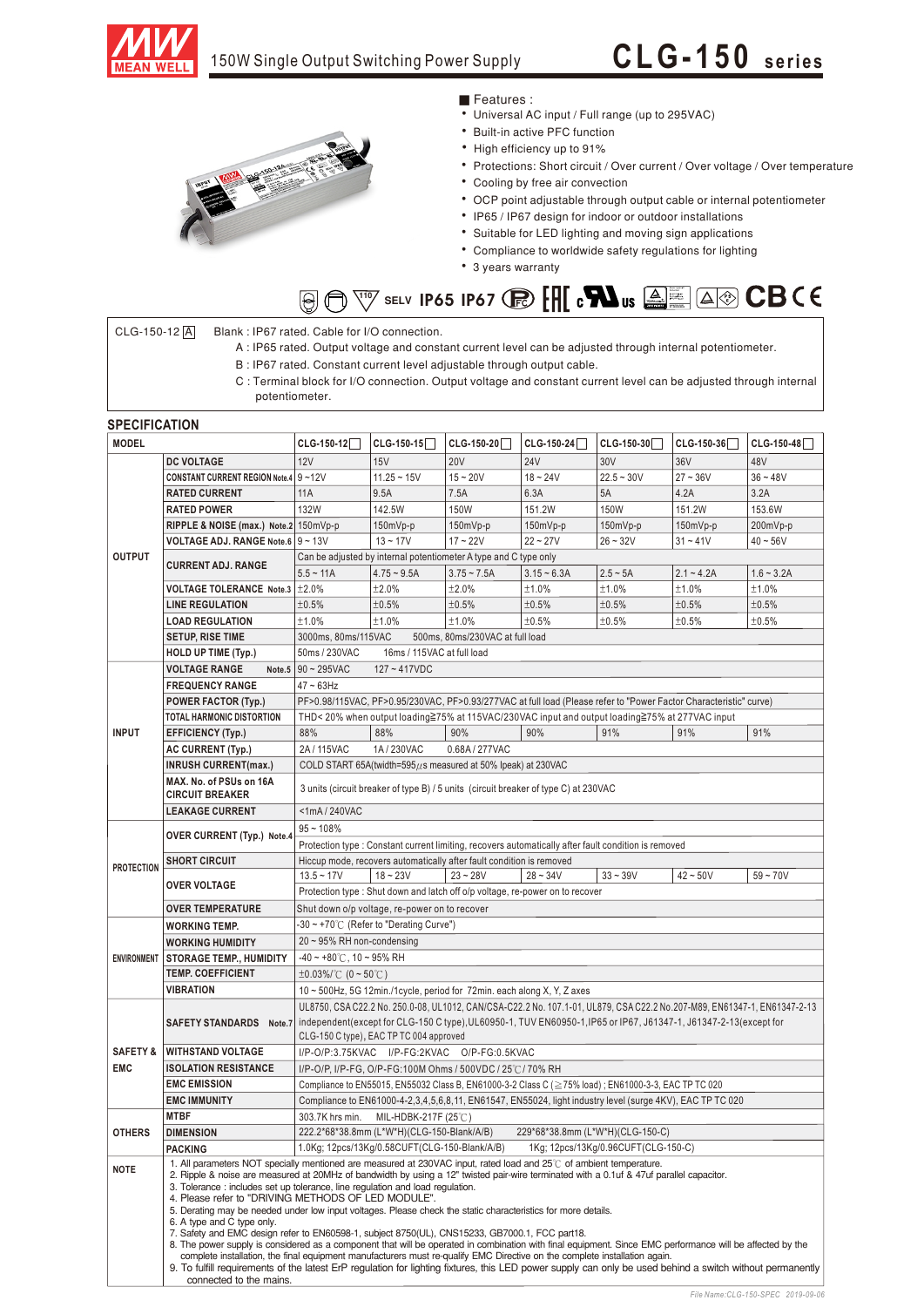# 150W Single Output Switching Power Supply

# CLG-150 series

■ Features :

- Universal AC input / Full range (up to 295VAC)
- Built-in active PFC function
- High efficiency up to 91%
- Protections: Short circuit / Over current / Over voltage / Over temperature
- Cooling by free air convection
- OCP point adjustable through output cable or internal potentiometer
- IP65 / IP67 design for indoor or outdoor installations
- Suitable for LED lighting and moving sign applications
- Compliance to worldwide safety regulations for lighting
- 3 years warranty

SELV IP65 IP67 CB CE

CLG-150-12 A — Blank : IP67 rated. Cable for I/O connection.
A : IP65 rated. Output voltage and constant current level can be adjusted through internal potentiometer.
B : IP67 rated. Constant current level adjustable through output cable.
C : Terminal block for I/O connection. Output voltage and constant current level can be adjusted through internal potentiometer.

## SPECIFICATION

| MODEL | | CLG-150-12□ | CLG-150-15□ | CLG-150-20□ | CLG-150-24□ | CLG-150-30□ | CLG-150-36□ | CLG-150-48□ |
|---|---|---|---|---|---|---|---|---|
| OUTPUT | DC VOLTAGE | 12V | 15V | 20V | 24V | 30V | 36V | 48V |
| | CONSTANT CURRENT REGION Note.4 | 9 ~12V | 11.25 ~ 15V | 15 ~ 20V | 18 ~ 24V | 22.5 ~ 30V | 27 ~ 36V | 36 ~ 48V |
| | RATED CURRENT | 11A | 9.5A | 7.5A | 6.3A | 5A | 4.2A | 3.2A |
| | RATED POWER | 132W | 142.5W | 150W | 151.2W | 150W | 151.2W | 153.6W |
| | RIPPLE & NOISE (max.) Note.2 | 150mVp-p | 150mVp-p | 150mVp-p | 150mVp-p | 150mVp-p | 150mVp-p | 200mVp-p |
| | VOLTAGE ADJ. RANGE Note.6 | 9 ~ 13V | 13 ~ 17V | 17 ~ 22V | 22 ~ 27V | 26 ~ 32V | 31 ~ 41V | 40 ~ 56V |
| | CURRENT ADJ. RANGE | Can be adjusted by internal potentiometer A type and C type only | | | | | | |
| | | 5.5 ~ 11A | 4.75 ~ 9.5A | 3.75 ~ 7.5A | 3.15 ~ 6.3A | 2.5 ~ 5A | 2.1 ~ 4.2A | 1.6 ~ 3.2A |
| | VOLTAGE TOLERANCE Note.3 | ±2.0% | ±2.0% | ±2.0% | ±1.0% | ±1.0% | ±1.0% | ±1.0% |
| | LINE REGULATION | ±0.5% | ±0.5% | ±0.5% | ±0.5% | ±0.5% | ±0.5% | ±0.5% |
| | LOAD REGULATION | ±1.0% | ±1.0% | ±1.0% | ±0.5% | ±0.5% | ±0.5% | ±0.5% |
| | SETUP, RISE TIME | 3000ms, 80ms/115VAC 500ms, 80ms/230VAC at full load | | | | | | |
| | HOLD UP TIME (Typ.) | 50ms / 230VAC 16ms / 115VAC at full load | | | | | | |
| INPUT | VOLTAGE RANGE Note.5 | 90 ~ 295VAC 127 ~ 417VDC | | | | | | |
| | FREQUENCY RANGE | 47 ~ 63Hz | | | | | | |
| | POWER FACTOR (Typ.) | PF>0.98/115VAC, PF>0.95/230VAC, PF>0.93/277VAC at full load (Please refer to "Power Factor Characteristic" curve) | | | | | | |
| | TOTAL HARMONIC DISTORTION | THD< 20% when output loading≧75% at 115VAC/230VAC input and output loading≧75% at 277VAC input | | | | | | |
| | EFFICIENCY (Typ.) | 88% | 88% | 90% | 90% | 91% | 91% | 91% |
| | AC CURRENT (Typ.) | 2A / 115VAC 1A / 230VAC 0.68A / 277VAC | | | | | | |
| | INRUSH CURRENT(max.) | COLD START 65A(twidth=595μs measured at 50% Ipeak) at 230VAC | | | | | | |
| | MAX. No. of PSUs on 16A CIRCUIT BREAKER | 3 units (circuit breaker of type B) / 5 units (circuit breaker of type C) at 230VAC | | | | | | |
| | LEAKAGE CURRENT | <1mA / 240VAC | | | | | | |
| PROTECTION | OVER CURRENT (Typ.) Note.4 | 95 ~ 108% | | | | | | |
| | | Protection type : Constant current limiting, recovers automatically after fault condition is removed | | | | | | |
| | SHORT CIRCUIT | Hiccup mode, recovers automatically after fault condition is removed | | | | | | |
| | OVER VOLTAGE | 13.5 ~ 17V | 18 ~ 23V | 23 ~ 28V | 28 ~ 34V | 33 ~ 39V | 42 ~ 50V | 59 ~ 70V |
| | | Protection type : Shut down and latch off o/p voltage, re-power on to recover | | | | | | |
| | OVER TEMPERATURE | Shut down o/p voltage, re-power on to recover | | | | | | |
| ENVIRONMENT | WORKING TEMP. | -30 ~ +70℃ (Refer to "Derating Curve") | | | | | | |
| | WORKING HUMIDITY | 20 ~ 95% RH non-condensing | | | | | | |
| | STORAGE TEMP., HUMIDITY | -40 ~ +80℃, 10 ~ 95% RH | | | | | | |
| | TEMP. COEFFICIENT | ±0.03%/℃ (0 ~ 50℃) | | | | | | |
| | VIBRATION | 10 ~ 500Hz, 5G 12min./1cycle, period for 72min. each along X, Y, Z axes | | | | | | |
| SAFETY & EMC | SAFETY STANDARDS Note.7 | UL8750, CSA C22.2 No. 250.0-08, UL1012, CAN/CSA-C22.2 No. 107.1-01, UL879, CSA C22.2 No.207-M89, EN61347-1, EN61347-2-13 independent(except for CLG-150 C type),UL60950-1, TUV EN60950-1,IP65 or IP67, J61347-1, J61347-2-13(except for CLG-150 C type), EAC TP TC 004 approved | | | | | | |
| | WITHSTAND VOLTAGE | I/P-O/P:3.75KVAC I/P-FG:2KVAC O/P-FG:0.5KVAC | | | | | | |
| | ISOLATION RESISTANCE | I/P-O/P, I/P-FG, O/P-FG:100M Ohms / 500VDC / 25℃/ 70% RH | | | | | | |
| | EMC EMISSION | Compliance to EN55015, EN55032 Class B, EN61000-3-2 Class C (≧75% load) ; EN61000-3-3, EAC TP TC 020 | | | | | | |
| | EMC IMMUNITY | Compliance to EN61000-4-2,3,4,5,6,8,11, EN61547, EN55024, light industry level (surge 4KV), EAC TP TC 020 | | | | | | |
| OTHERS | MTBF | 303.7K hrs min. MIL-HDBK-217F (25℃) | | | | | | |
| | DIMENSION | 222.2\*68\*38.8mm (L\*W\*H)(CLG-150-Blank/A/B) 229\*68\*38.8mm (L\*W\*H)(CLG-150-C) | | | | | | |
| | PACKING | 1.0Kg; 12pcs/13Kg/0.58CUFT(CLG-150-Blank/A/B) 1Kg; 12pcs/13Kg/0.96CUFT(CLG-150-C) | | | | | | |

**NOTE**

1. All parameters NOT specially mentioned are measured at 230VAC input, rated load and 25℃ of ambient temperature.
2. Ripple & noise are measured at 20MHz of bandwidth by using a 12" twisted pair-wire terminated with a 0.1uf & 47uf parallel capacitor.
3. Tolerance : includes set up tolerance, line regulation and load regulation.
4. Please refer to "DRIVING METHODS OF LED MODULE".
5. Derating may be needed under low input voltages. Please check the static characteristics for more details.
6. A type and C type only.
7. Safety and EMC design refer to EN60598-1, subject 8750(UL), CNS15233, GB7000.1, FCC part18.
8. The power supply is considered as a component that will be operated in combination with final equipment. Since EMC performance will be affected by the complete installation, the final equipment manufacturers must re-qualify EMC Directive on the complete installation again.
9. To fulfill requirements of the latest ErP regulation for lighting fixtures, this LED power supply can only be used behind a switch without permanently connected to the mains.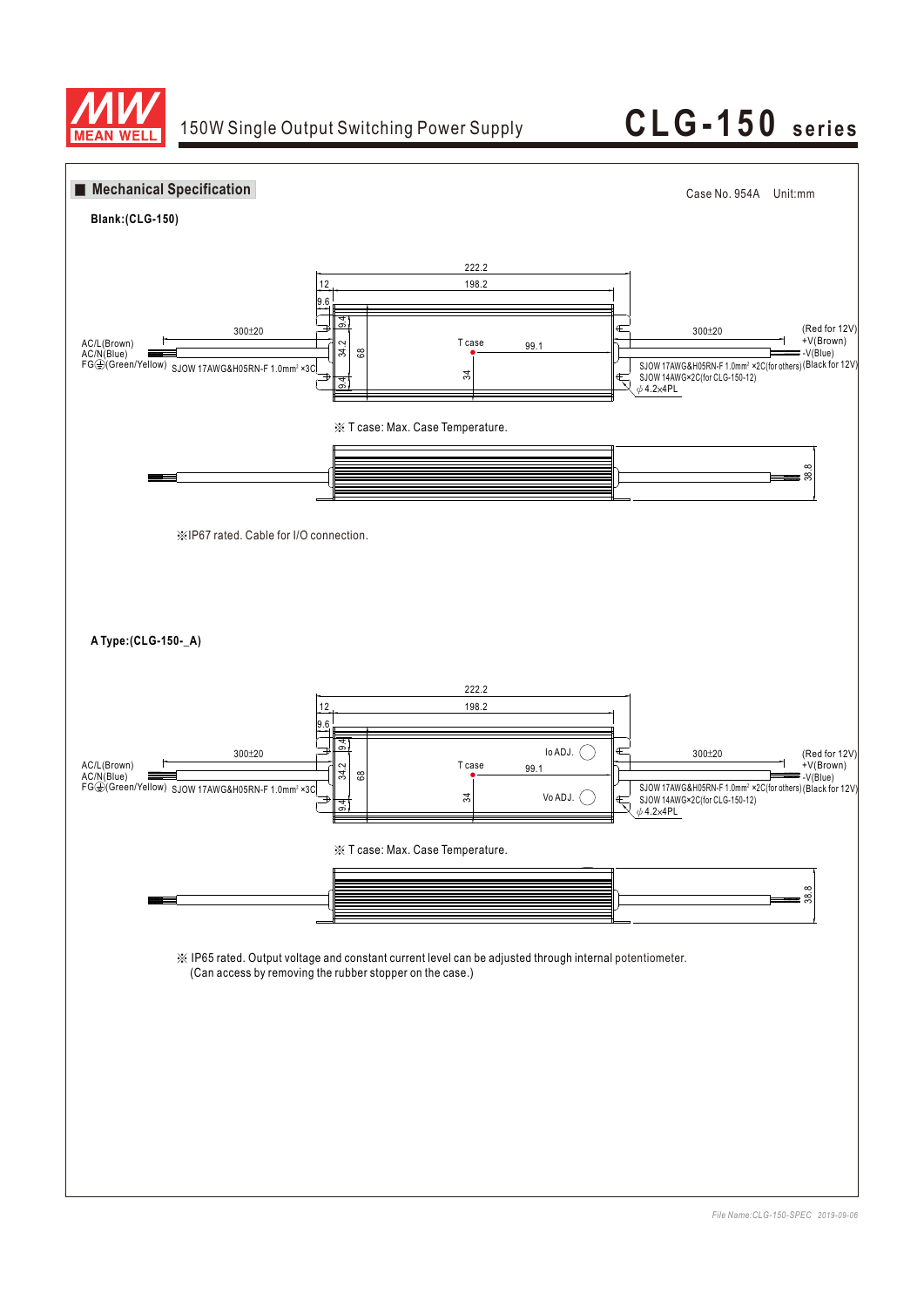## ■ Mechanical Specification

Case No. 954A Unit:mm

**Blank:(CLG-150)**

222.2
12
198.2
9.6
9.4
34.2
68
9.4
300±20
AC/L(Brown)
AC/N(Blue)
FG⏚(Green/Yellow) SJOW 17AWG&H05RN-F 1.0mm² ×3C
T case
99.1
34
300±20
(Red for 12V)
+V(Brown)
-V(Blue)
SJOW 17AWG&H05RN-F 1.0mm² ×2C(for others) (Black for 12V)
SJOW 14AWG×2C(for CLG-150-12)
ϕ 4.2×4PL

※ T case: Max. Case Temperature.

38.8

※IP67 rated. Cable for I/O connection.

**A Type:(CLG-150-_A)**

222.2
12
198.2
9.6
9.4
34.2
68
9.4
300±20
AC/L(Brown)
AC/N(Blue)
FG⏚(Green/Yellow) SJOW 17AWG&H05RN-F 1.0mm² ×3C
Io ADJ.
T case
99.1
34
Vo ADJ.
300±20
(Red for 12V)
+V(Brown)
-V(Blue)
SJOW 17AWG&H05RN-F 1.0mm² ×2C(for others) (Black for 12V)
SJOW 14AWG×2C(for CLG-150-12)
ϕ 4.2×4PL

※ T case: Max. Case Temperature.

38.8

※ IP65 rated. Output voltage and constant current level can be adjusted through internal potentiometer.
(Can access by removing the rubber stopper on the case.)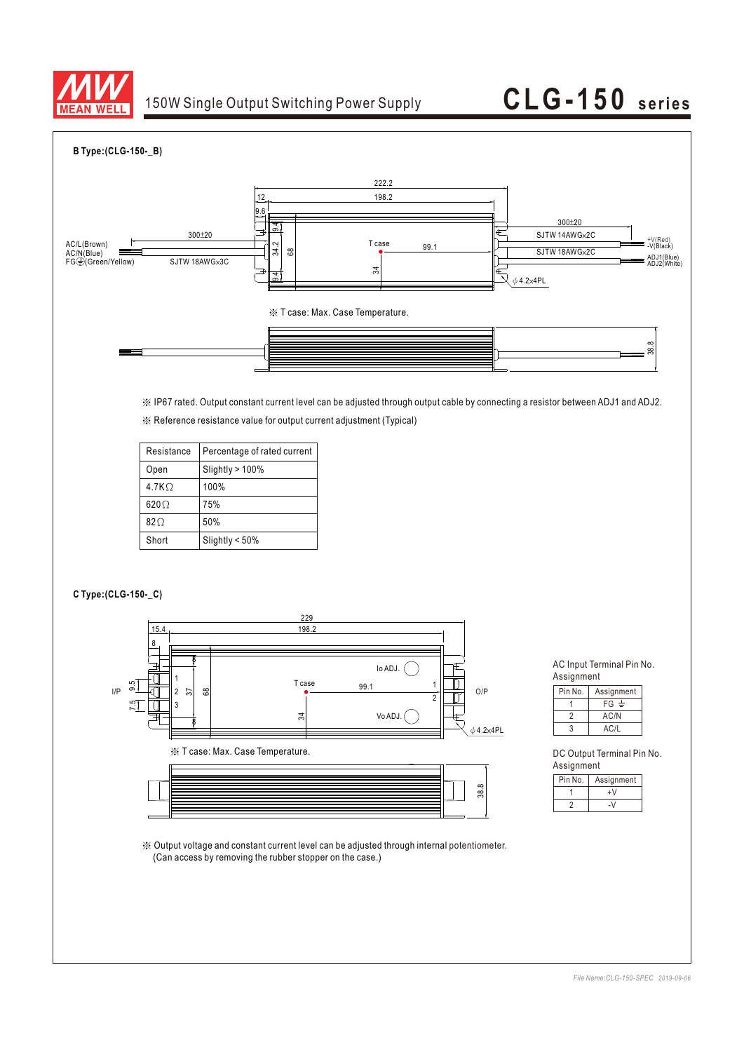**B Type:(CLG-150-_B)**

※ T case: Max. Case Temperature.

※ IP67 rated. Output constant current level can be adjusted through output cable by connecting a resistor between ADJ1 and ADJ2.

※ Reference resistance value for output current adjustment (Typical)

| Resistance | Percentage of rated current |
| --- | --- |
| Open | Slightly > 100% |
| 4.7KΩ | 100% |
| 620Ω | 75% |
| 82Ω | 50% |
| Short | Slightly < 50% |

**C Type:(CLG-150-_C)**

※ T case: Max. Case Temperature.

AC Input Terminal Pin No. Assignment

| Pin No. | Assignment |
| --- | --- |
| 1 | FG ⏚ |
| 2 | AC/N |
| 3 | AC/L |

DC Output Terminal Pin No. Assignment

| Pin No. | Assignment |
| --- | --- |
| 1 | +V |
| 2 | -V |

※ Output voltage and constant current level can be adjusted through internal potentiometer. (Can access by removing the rubber stopper on the case.)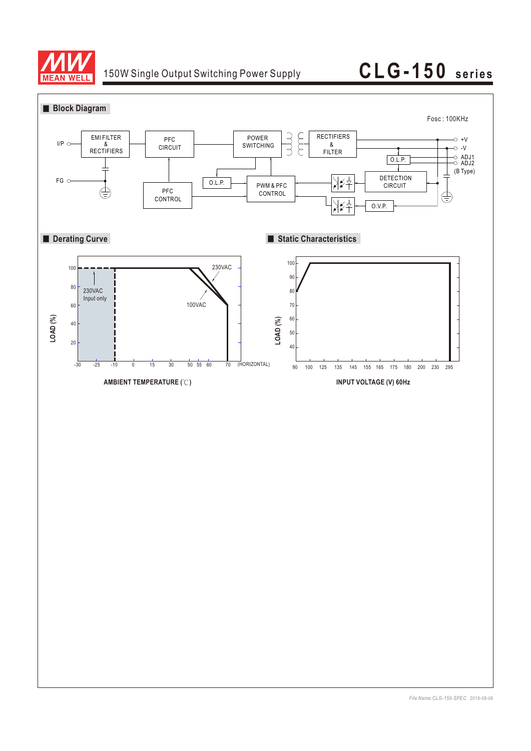■ Block Diagram

Fosc : 100KHz

I/P  EMI FILTER & RECTIFIERS  PFC CIRCUIT  POWER SWITCHING  RECTIFIERS & FILTER  +V  -V  ADJ1  ADJ2  (B Type)

FG  PFC CONTROL  O.L.P.  PWM & PFC CONTROL  O.L.P.  DETECTION CIRCUIT  O.V.P.

■ Derating Curve

LOAD (%): 100, 80, 60, 40, 20

230VAC Input only

230VAC

100VAC

-30 -25 -10 0 15 30 50 55 60 70 (HORIZONTAL)

AMBIENT TEMPERATURE (℃)

■ Static Characteristics

LOAD (%): 100, 90, 80, 70, 60, 50, 40

90 100 125 135 145 155 165 175 180 200 230 295

INPUT VOLTAGE (V) 60Hz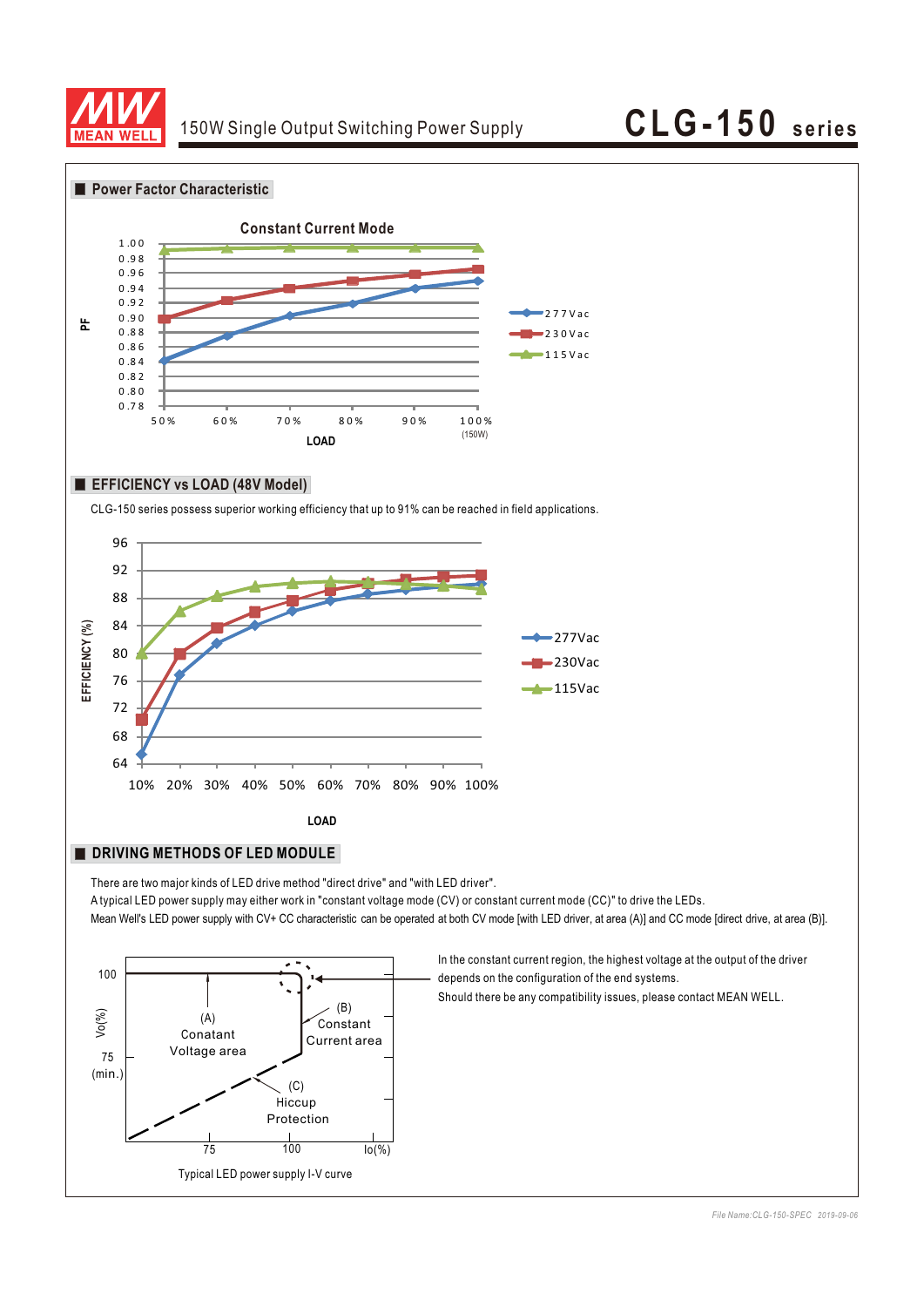## Power Factor Characteristic

Constant Current Mode

PF

1.00
0.98
0.96
0.94
0.92
0.90
0.88
0.86
0.84
0.82
0.80
0.78

50%
60%
70%
80%
90%
100%
(150W)

LOAD

277Vac
230Vac
115Vac

## EFFICIENCY vs LOAD (48V Model)

CLG-150 series possess superior working efficiency that up to 91% can be reached in field applications.

EFFICIENCY (%)

96
92
88
84
80
76
72
68
64

10% 20% 30% 40% 50% 60% 70% 80% 90% 100%

LOAD

277Vac
230Vac
115Vac

## DRIVING METHODS OF LED MODULE

There are two major kinds of LED drive method "direct drive" and "with LED driver".

A typical LED power supply may either work in "constant voltage mode (CV) or constant current mode (CC)" to drive the LEDs.

Mean Well's LED power supply with CV+ CC characteristic can be operated at both CV mode [with LED driver, at area (A)] and CC mode [direct drive, at area (B)].

Vo(%)

100

75
(min.)

(A)
Conatant
Voltage area

(B)
Constant
Current area

(C)
Hiccup
Protection

75
100
Io(%)

Typical LED power supply I-V curve

In the constant current region, the highest voltage at the output of the driver depends on the configuration of the end systems.

Should there be any compatibility issues, please contact MEAN WELL.